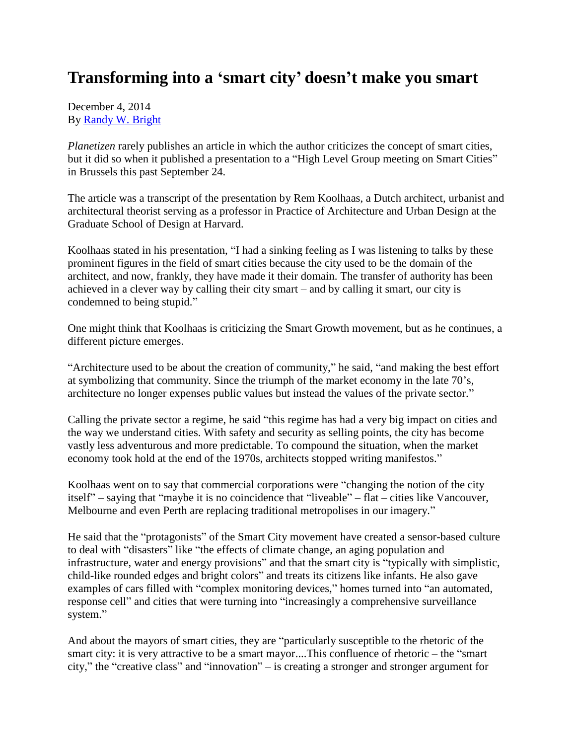# Transforming into a 'smart city' doesn't make you smart

December 4, 2014
By [Randy W. Bright]

*Planetizen* rarely publishes an article in which the author criticizes the concept of smart cities, but it did so when it published a presentation to a "High Level Group meeting on Smart Cities" in Brussels this past September 24.

The article was a transcript of the presentation by Rem Koolhaas, a Dutch architect, urbanist and architectural theorist serving as a professor in Practice of Architecture and Urban Design at the Graduate School of Design at Harvard.

Koolhaas stated in his presentation, "I had a sinking feeling as I was listening to talks by these prominent figures in the field of smart cities because the city used to be the domain of the architect, and now, frankly, they have made it their domain. The transfer of authority has been achieved in a clever way by calling their city smart – and by calling it smart, our city is condemned to being stupid."

One might think that Koolhaas is criticizing the Smart Growth movement, but as he continues, a different picture emerges.

"Architecture used to be about the creation of community," he said, "and making the best effort at symbolizing that community. Since the triumph of the market economy in the late 70's, architecture no longer expenses public values but instead the values of the private sector."

Calling the private sector a regime, he said "this regime has had a very big impact on cities and the way we understand cities. With safety and security as selling points, the city has become vastly less adventurous and more predictable. To compound the situation, when the market economy took hold at the end of the 1970s, architects stopped writing manifestos."

Koolhaas went on to say that commercial corporations were "changing the notion of the city itself" – saying that "maybe it is no coincidence that "liveable" – flat – cities like Vancouver, Melbourne and even Perth are replacing traditional metropolises in our imagery."

He said that the "protagonists" of the Smart City movement have created a sensor-based culture to deal with "disasters" like "the effects of climate change, an aging population and infrastructure, water and energy provisions" and that the smart city is "typically with simplistic, child-like rounded edges and bright colors" and treats its citizens like infants. He also gave examples of cars filled with "complex monitoring devices," homes turned into "an automated, response cell" and cities that were turning into "increasingly a comprehensive surveillance system."

And about the mayors of smart cities, they are "particularly susceptible to the rhetoric of the smart city: it is very attractive to be a smart mayor....This confluence of rhetoric – the "smart city," the "creative class" and "innovation" – is creating a stronger and stronger argument for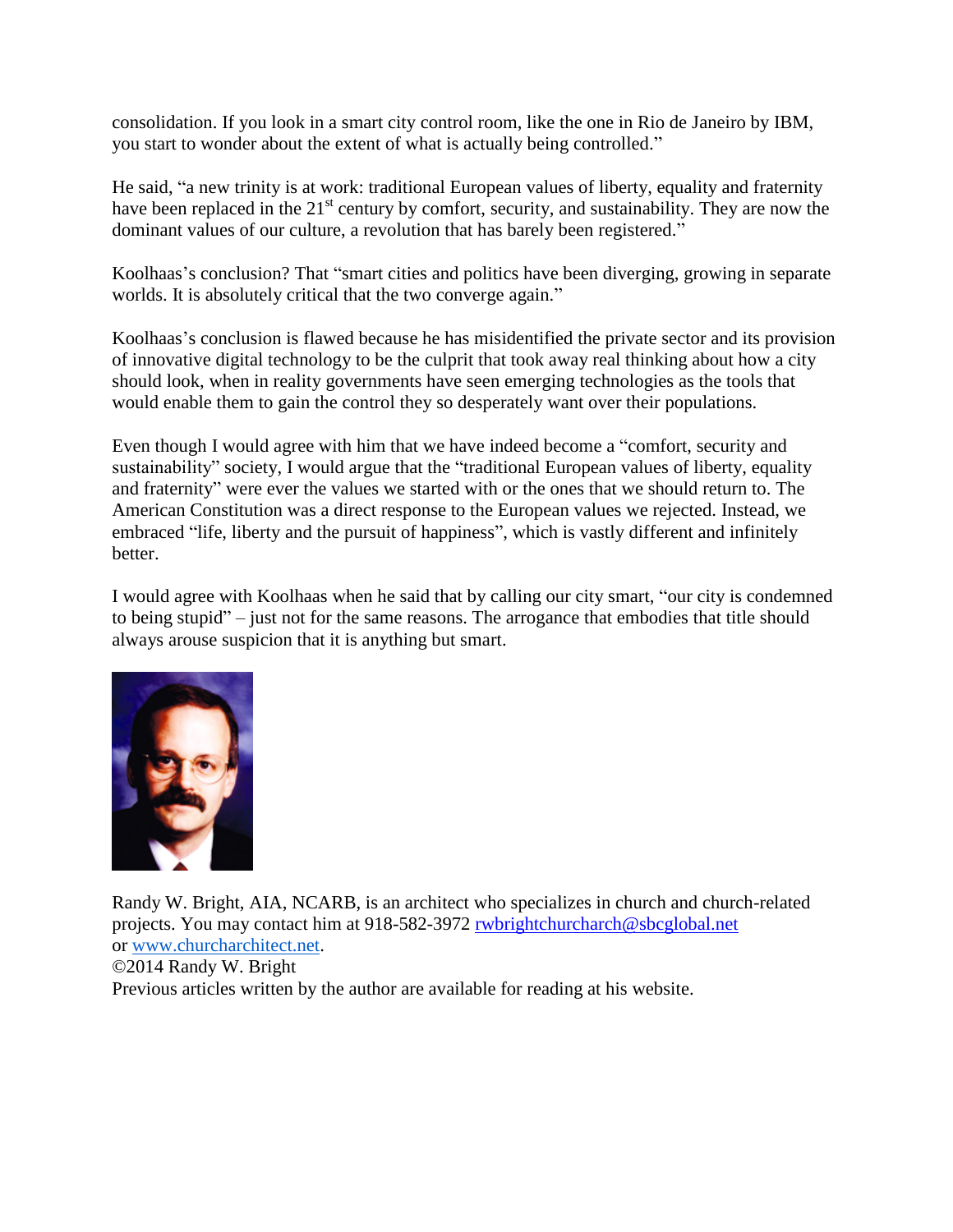consolidation. If you look in a smart city control room, like the one in Rio de Janeiro by IBM, you start to wonder about the extent of what is actually being controlled."

He said, "a new trinity is at work: traditional European values of liberty, equality and fraternity have been replaced in the 21st century by comfort, security, and sustainability. They are now the dominant values of our culture, a revolution that has barely been registered."

Koolhaas's conclusion? That "smart cities and politics have been diverging, growing in separate worlds. It is absolutely critical that the two converge again."

Koolhaas's conclusion is flawed because he has misidentified the private sector and its provision of innovative digital technology to be the culprit that took away real thinking about how a city should look, when in reality governments have seen emerging technologies as the tools that would enable them to gain the control they so desperately want over their populations.

Even though I would agree with him that we have indeed become a "comfort, security and sustainability" society, I would argue that the "traditional European values of liberty, equality and fraternity" were ever the values we started with or the ones that we should return to. The American Constitution was a direct response to the European values we rejected. Instead, we embraced "life, liberty and the pursuit of happiness", which is vastly different and infinitely better.

I would agree with Koolhaas when he said that by calling our city smart, "our city is condemned to being stupid" – just not for the same reasons. The arrogance that embodies that title should always arouse suspicion that it is anything but smart.

Randy W. Bright, AIA, NCARB, is an architect who specializes in church and church-related projects. You may contact him at 918-582-3972 [rwbrightchurcharch@sbcglobal.net](mailto:rwbrightchurcharch@sbcglobal.net) or [www.churcharchitect.net](http://www.churcharchitect.net).
©2014 Randy W. Bright
Previous articles written by the author are available for reading at his website.